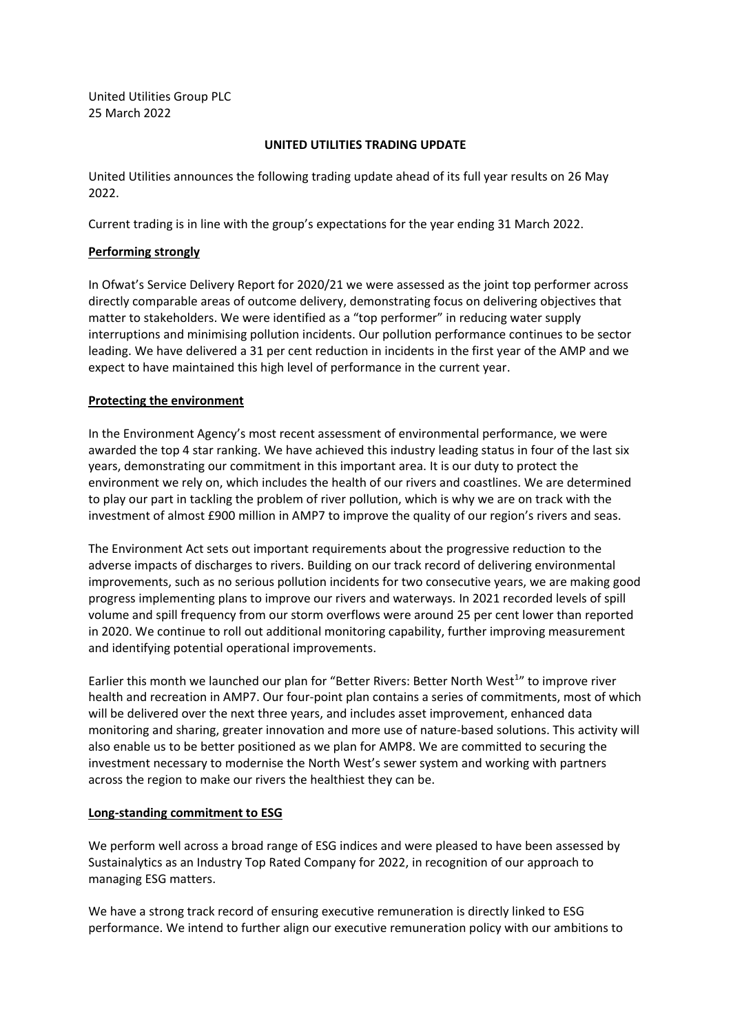United Utilities Group PLC
25 March 2022

# UNITED UTILITIES TRADING UPDATE

United Utilities announces the following trading update ahead of its full year results on 26 May 2022.

Current trading is in line with the group's expectations for the year ending 31 March 2022.

## Performing strongly

In Ofwat's Service Delivery Report for 2020/21 we were assessed as the joint top performer across directly comparable areas of outcome delivery, demonstrating focus on delivering objectives that matter to stakeholders. We were identified as a "top performer" in reducing water supply interruptions and minimising pollution incidents. Our pollution performance continues to be sector leading. We have delivered a 31 per cent reduction in incidents in the first year of the AMP and we expect to have maintained this high level of performance in the current year.

## Protecting the environment

In the Environment Agency's most recent assessment of environmental performance, we were awarded the top 4 star ranking. We have achieved this industry leading status in four of the last six years, demonstrating our commitment in this important area. It is our duty to protect the environment we rely on, which includes the health of our rivers and coastlines. We are determined to play our part in tackling the problem of river pollution, which is why we are on track with the investment of almost £900 million in AMP7 to improve the quality of our region's rivers and seas.

The Environment Act sets out important requirements about the progressive reduction to the adverse impacts of discharges to rivers. Building on our track record of delivering environmental improvements, such as no serious pollution incidents for two consecutive years, we are making good progress implementing plans to improve our rivers and waterways. In 2021 recorded levels of spill volume and spill frequency from our storm overflows were around 25 per cent lower than reported in 2020. We continue to roll out additional monitoring capability, further improving measurement and identifying potential operational improvements.

Earlier this month we launched our plan for "Better Rivers: Better North West[1]" to improve river health and recreation in AMP7. Our four-point plan contains a series of commitments, most of which will be delivered over the next three years, and includes asset improvement, enhanced data monitoring and sharing, greater innovation and more use of nature-based solutions. This activity will also enable us to be better positioned as we plan for AMP8. We are committed to securing the investment necessary to modernise the North West's sewer system and working with partners across the region to make our rivers the healthiest they can be.

## Long-standing commitment to ESG

We perform well across a broad range of ESG indices and were pleased to have been assessed by Sustainalytics as an Industry Top Rated Company for 2022, in recognition of our approach to managing ESG matters.

We have a strong track record of ensuring executive remuneration is directly linked to ESG performance. We intend to further align our executive remuneration policy with our ambitions to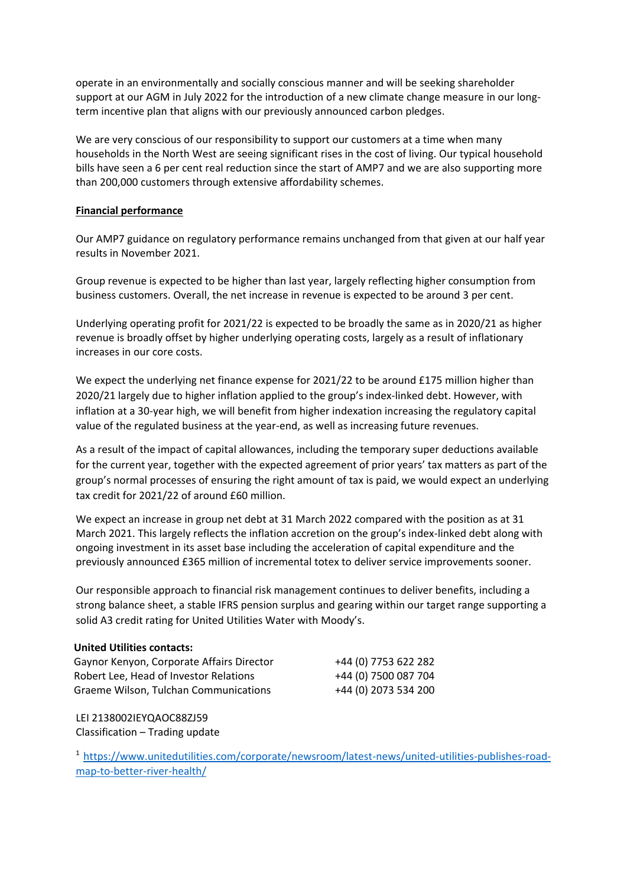operate in an environmentally and socially conscious manner and will be seeking shareholder support at our AGM in July 2022 for the introduction of a new climate change measure in our long-term incentive plan that aligns with our previously announced carbon pledges.

We are very conscious of our responsibility to support our customers at a time when many households in the North West are seeing significant rises in the cost of living. Our typical household bills have seen a 6 per cent real reduction since the start of AMP7 and we are also supporting more than 200,000 customers through extensive affordability schemes.

**Financial performance**

Our AMP7 guidance on regulatory performance remains unchanged from that given at our half year results in November 2021.

Group revenue is expected to be higher than last year, largely reflecting higher consumption from business customers. Overall, the net increase in revenue is expected to be around 3 per cent.

Underlying operating profit for 2021/22 is expected to be broadly the same as in 2020/21 as higher revenue is broadly offset by higher underlying operating costs, largely as a result of inflationary increases in our core costs.

We expect the underlying net finance expense for 2021/22 to be around £175 million higher than 2020/21 largely due to higher inflation applied to the group's index-linked debt. However, with inflation at a 30-year high, we will benefit from higher indexation increasing the regulatory capital value of the regulated business at the year-end, as well as increasing future revenues.

As a result of the impact of capital allowances, including the temporary super deductions available for the current year, together with the expected agreement of prior years' tax matters as part of the group's normal processes of ensuring the right amount of tax is paid, we would expect an underlying tax credit for 2021/22 of around £60 million.

We expect an increase in group net debt at 31 March 2022 compared with the position as at 31 March 2021. This largely reflects the inflation accretion on the group's index-linked debt along with ongoing investment in its asset base including the acceleration of capital expenditure and the previously announced £365 million of incremental totex to deliver service improvements sooner.

Our responsible approach to financial risk management continues to deliver benefits, including a strong balance sheet, a stable IFRS pension surplus and gearing within our target range supporting a solid A3 credit rating for United Utilities Water with Moody's.

**United Utilities contacts:**

| | |
|---|---|
| Gaynor Kenyon, Corporate Affairs Director | +44 (0) 7753 622 282 |
| Robert Lee, Head of Investor Relations | +44 (0) 7500 087 704 |
| Graeme Wilson, Tulchan Communications | +44 (0) 2073 534 200 |

LEI 2138002IEYQAOC88ZJ59
Classification – Trading update

[1] https://www.unitedutilities.com/corporate/newsroom/latest-news/united-utilities-publishes-road-map-to-better-river-health/